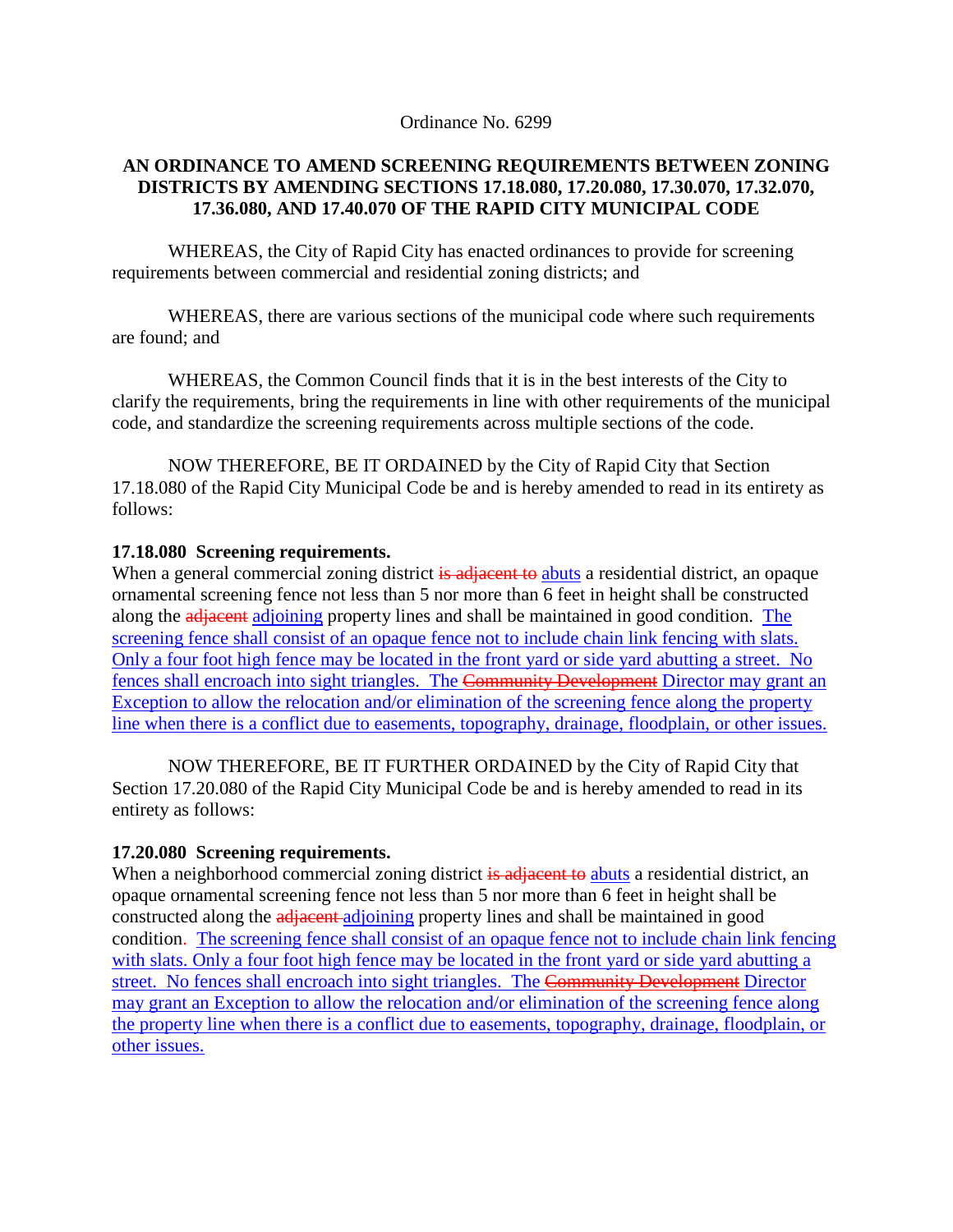Ordinance No. 6299

**AN ORDINANCE TO AMEND SCREENING REQUIREMENTS BETWEEN ZONING DISTRICTS BY AMENDING SECTIONS 17.18.080, 17.20.080, 17.30.070, 17.32.070, 17.36.080, AND 17.40.070 OF THE RAPID CITY MUNICIPAL CODE**

WHEREAS, the City of Rapid City has enacted ordinances to provide for screening requirements between commercial and residential zoning districts; and

WHEREAS, there are various sections of the municipal code where such requirements are found; and

WHEREAS, the Common Council finds that it is in the best interests of the City to clarify the requirements, bring the requirements in line with other requirements of the municipal code, and standardize the screening requirements across multiple sections of the code.

NOW THEREFORE, BE IT ORDAINED by the City of Rapid City that Section 17.18.080 of the Rapid City Municipal Code be and is hereby amended to read in its entirety as follows:

**17.18.080 Screening requirements.**

When a general commercial zoning district ~~is adjacent to~~ abuts a residential district, an opaque ornamental screening fence not less than 5 nor more than 6 feet in height shall be constructed along the ~~adjacent~~ adjoining property lines and shall be maintained in good condition. The screening fence shall consist of an opaque fence not to include chain link fencing with slats. Only a four foot high fence may be located in the front yard or side yard abutting a street. No fences shall encroach into sight triangles. The ~~Community Development~~ Director may grant an Exception to allow the relocation and/or elimination of the screening fence along the property line when there is a conflict due to easements, topography, drainage, floodplain, or other issues.

NOW THEREFORE, BE IT FURTHER ORDAINED by the City of Rapid City that Section 17.20.080 of the Rapid City Municipal Code be and is hereby amended to read in its entirety as follows:

**17.20.080 Screening requirements.**

When a neighborhood commercial zoning district ~~is adjacent to~~ abuts a residential district, an opaque ornamental screening fence not less than 5 nor more than 6 feet in height shall be constructed along the ~~adjacent~~ adjoining property lines and shall be maintained in good condition. The screening fence shall consist of an opaque fence not to include chain link fencing with slats. Only a four foot high fence may be located in the front yard or side yard abutting a street. No fences shall encroach into sight triangles. The ~~Community Development~~ Director may grant an Exception to allow the relocation and/or elimination of the screening fence along the property line when there is a conflict due to easements, topography, drainage, floodplain, or other issues.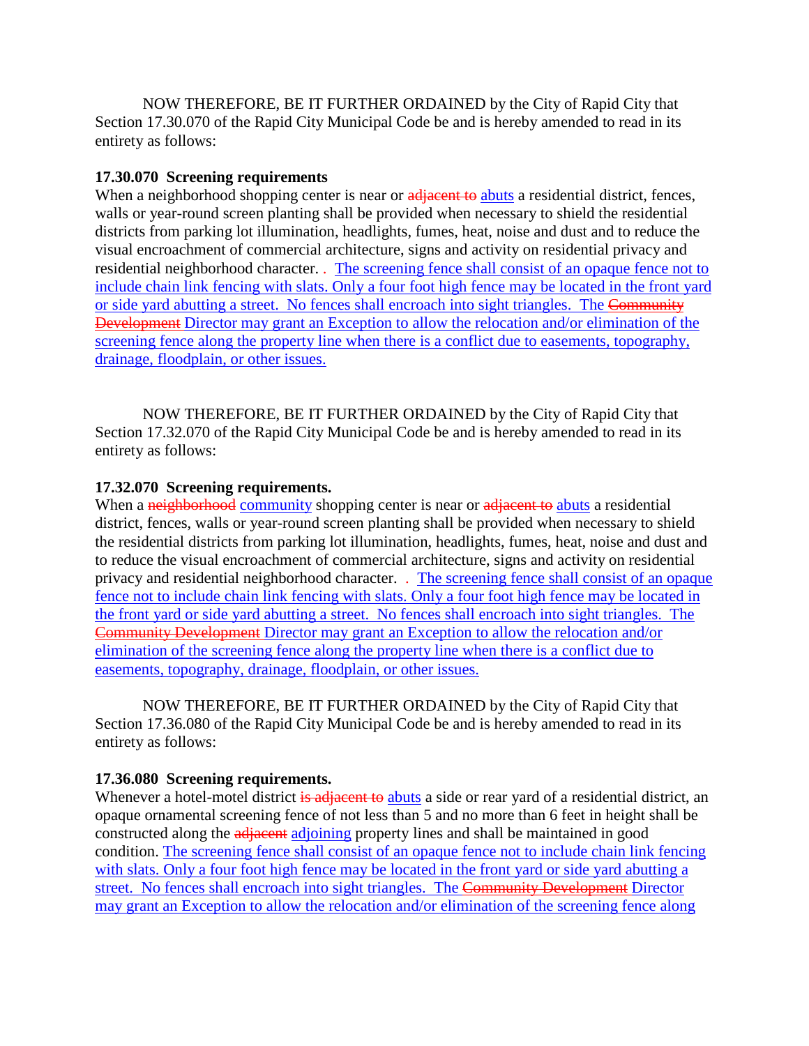NOW THEREFORE, BE IT FURTHER ORDAINED by the City of Rapid City that Section 17.30.070 of the Rapid City Municipal Code be and is hereby amended to read in its entirety as follows:

**17.30.070 Screening requirements**

When a neighborhood shopping center is near or ~~adjacent to~~ abuts a residential district, fences, walls or year-round screen planting shall be provided when necessary to shield the residential districts from parking lot illumination, headlights, fumes, heat, noise and dust and to reduce the visual encroachment of commercial architecture, signs and activity on residential privacy and residential neighborhood character. . The screening fence shall consist of an opaque fence not to include chain link fencing with slats. Only a four foot high fence may be located in the front yard or side yard abutting a street. No fences shall encroach into sight triangles. The ~~Community Development~~ Director may grant an Exception to allow the relocation and/or elimination of the screening fence along the property line when there is a conflict due to easements, topography, drainage, floodplain, or other issues.

NOW THEREFORE, BE IT FURTHER ORDAINED by the City of Rapid City that Section 17.32.070 of the Rapid City Municipal Code be and is hereby amended to read in its entirety as follows:

**17.32.070 Screening requirements.**

When a ~~neighborhood~~ community shopping center is near or ~~adjacent to~~ abuts a residential district, fences, walls or year-round screen planting shall be provided when necessary to shield the residential districts from parking lot illumination, headlights, fumes, heat, noise and dust and to reduce the visual encroachment of commercial architecture, signs and activity on residential privacy and residential neighborhood character. . The screening fence shall consist of an opaque fence not to include chain link fencing with slats. Only a four foot high fence may be located in the front yard or side yard abutting a street. No fences shall encroach into sight triangles. The ~~Community Development~~ Director may grant an Exception to allow the relocation and/or elimination of the screening fence along the property line when there is a conflict due to easements, topography, drainage, floodplain, or other issues.

NOW THEREFORE, BE IT FURTHER ORDAINED by the City of Rapid City that Section 17.36.080 of the Rapid City Municipal Code be and is hereby amended to read in its entirety as follows:

**17.36.080 Screening requirements.**

Whenever a hotel-motel district ~~is adjacent to~~ abuts a side or rear yard of a residential district, an opaque ornamental screening fence of not less than 5 and no more than 6 feet in height shall be constructed along the ~~adjacent~~ adjoining property lines and shall be maintained in good condition. The screening fence shall consist of an opaque fence not to include chain link fencing with slats. Only a four foot high fence may be located in the front yard or side yard abutting a street. No fences shall encroach into sight triangles. The ~~Community Development~~ Director may grant an Exception to allow the relocation and/or elimination of the screening fence along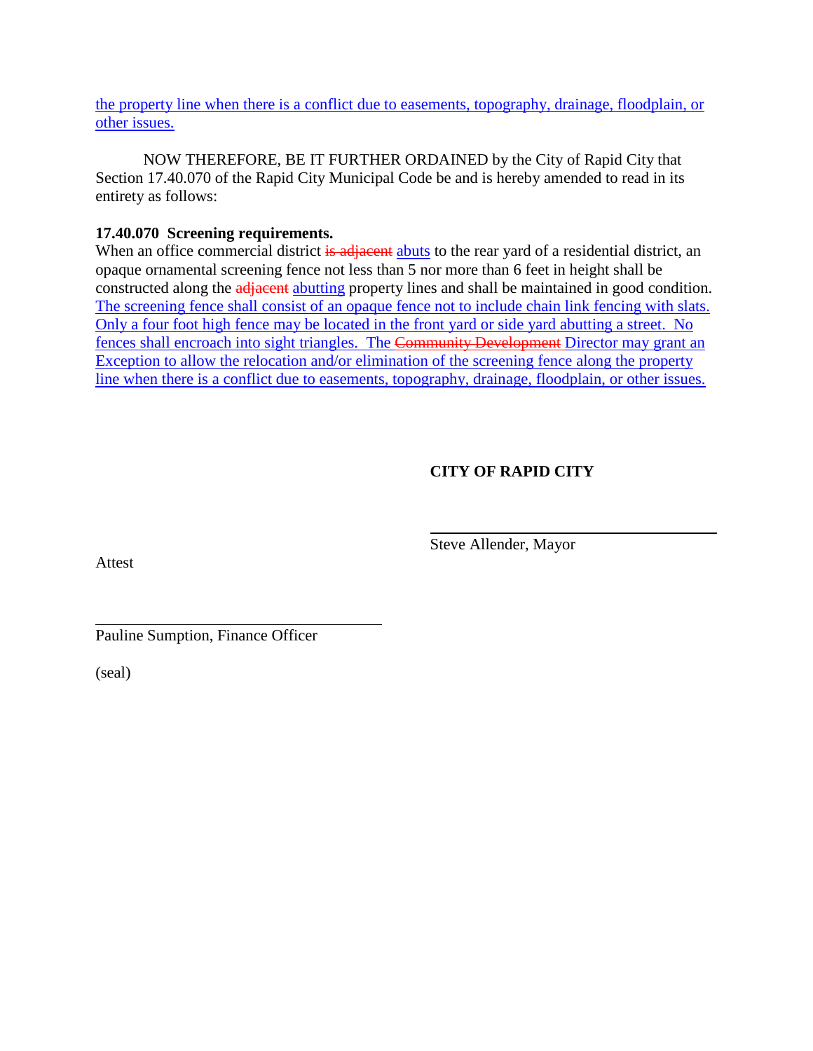the property line when there is a conflict due to easements, topography, drainage, floodplain, or other issues.

NOW THEREFORE, BE IT FURTHER ORDAINED by the City of Rapid City that Section 17.40.070 of the Rapid City Municipal Code be and is hereby amended to read in its entirety as follows:

**17.40.070 Screening requirements.**
When an office commercial district ~~is adjacent~~ abuts to the rear yard of a residential district, an opaque ornamental screening fence not less than 5 nor more than 6 feet in height shall be constructed along the ~~adjacent~~ abutting property lines and shall be maintained in good condition. The screening fence shall consist of an opaque fence not to include chain link fencing with slats. Only a four foot high fence may be located in the front yard or side yard abutting a street. No fences shall encroach into sight triangles. The ~~Community Development~~ Director may grant an Exception to allow the relocation and/or elimination of the screening fence along the property line when there is a conflict due to easements, topography, drainage, floodplain, or other issues.

**CITY OF RAPID CITY**

\_\_\_\_\_\_\_\_\_\_\_\_\_\_\_\_\_\_\_\_\_\_\_\_\_\_\_\_\_\_
Steve Allender, Mayor

Attest

\_\_\_\_\_\_\_\_\_\_\_\_\_\_\_\_\_\_\_\_\_\_\_\_\_\_\_\_\_\_
Pauline Sumption, Finance Officer

(seal)